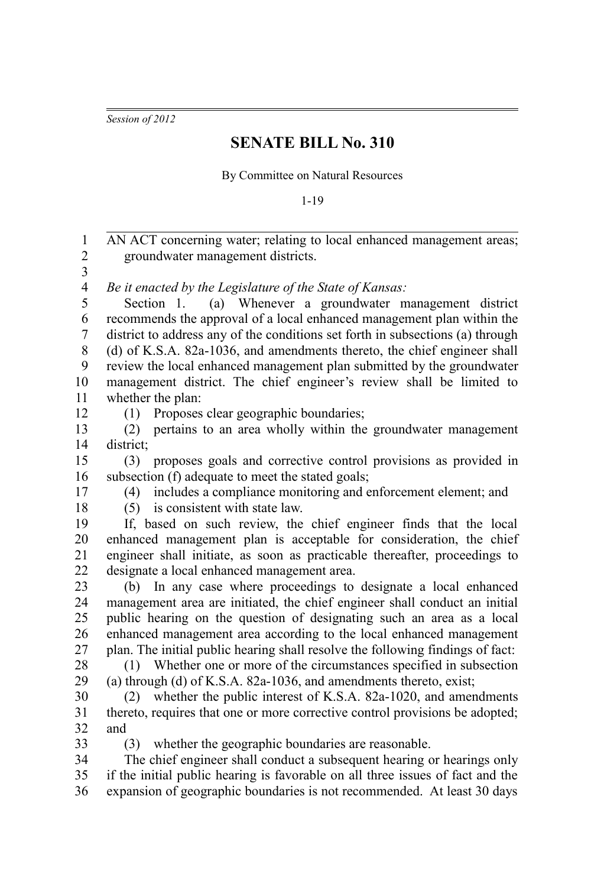*Session of 2012*

# SENATE BILL No. 310

By Committee on Natural Resources

1-19

AN ACT concerning water; relating to local enhanced management areas; groundwater management districts.

*Be it enacted by the Legislature of the State of Kansas:*

Section 1. (a) Whenever a groundwater management district recommends the approval of a local enhanced management plan within the district to address any of the conditions set forth in subsections (a) through (d) of K.S.A. 82a-1036, and amendments thereto, the chief engineer shall review the local enhanced management plan submitted by the groundwater management district. The chief engineer's review shall be limited to whether the plan:

(1) Proposes clear geographic boundaries;

(2) pertains to an area wholly within the groundwater management district;

(3) proposes goals and corrective control provisions as provided in subsection (f) adequate to meet the stated goals;

(4) includes a compliance monitoring and enforcement element; and

(5) is consistent with state law.

If, based on such review, the chief engineer finds that the local enhanced management plan is acceptable for consideration, the chief engineer shall initiate, as soon as practicable thereafter, proceedings to designate a local enhanced management area.

(b) In any case where proceedings to designate a local enhanced management area are initiated, the chief engineer shall conduct an initial public hearing on the question of designating such an area as a local enhanced management area according to the local enhanced management plan. The initial public hearing shall resolve the following findings of fact:

(1) Whether one or more of the circumstances specified in subsection (a) through (d) of K.S.A. 82a-1036, and amendments thereto, exist;

(2) whether the public interest of K.S.A. 82a-1020, and amendments thereto, requires that one or more corrective control provisions be adopted; and

(3) whether the geographic boundaries are reasonable.

The chief engineer shall conduct a subsequent hearing or hearings only if the initial public hearing is favorable on all three issues of fact and the expansion of geographic boundaries is not recommended. At least 30 days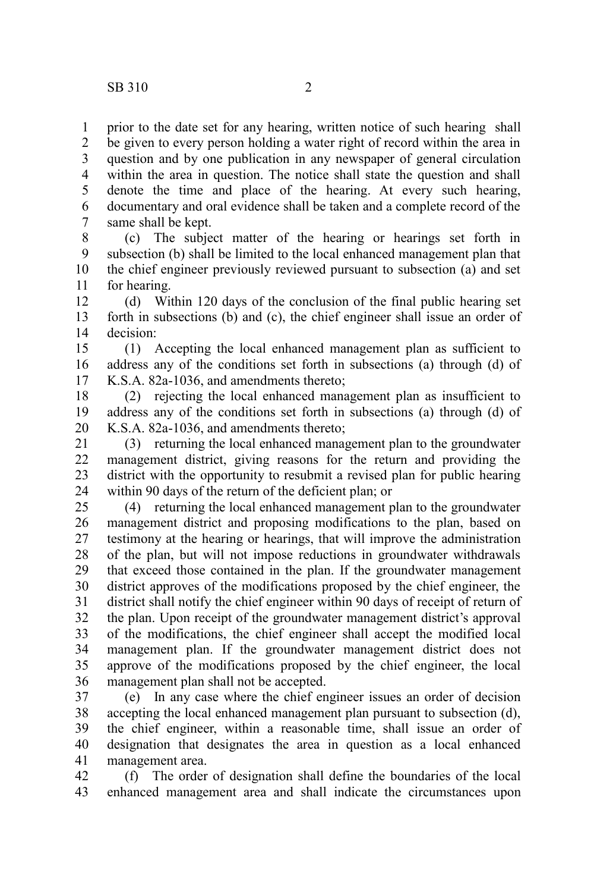prior to the date set for any hearing, written notice of such hearing shall be given to every person holding a water right of record within the area in question and by one publication in any newspaper of general circulation within the area in question. The notice shall state the question and shall denote the time and place of the hearing. At every such hearing, documentary and oral evidence shall be taken and a complete record of the same shall be kept.

(c) The subject matter of the hearing or hearings set forth in subsection (b) shall be limited to the local enhanced management plan that the chief engineer previously reviewed pursuant to subsection (a) and set for hearing.

(d) Within 120 days of the conclusion of the final public hearing set forth in subsections (b) and (c), the chief engineer shall issue an order of decision:

(1) Accepting the local enhanced management plan as sufficient to address any of the conditions set forth in subsections (a) through (d) of K.S.A. 82a-1036, and amendments thereto;

(2) rejecting the local enhanced management plan as insufficient to address any of the conditions set forth in subsections (a) through (d) of K.S.A. 82a-1036, and amendments thereto;

(3) returning the local enhanced management plan to the groundwater management district, giving reasons for the return and providing the district with the opportunity to resubmit a revised plan for public hearing within 90 days of the return of the deficient plan; or

(4) returning the local enhanced management plan to the groundwater management district and proposing modifications to the plan, based on testimony at the hearing or hearings, that will improve the administration of the plan, but will not impose reductions in groundwater withdrawals that exceed those contained in the plan. If the groundwater management district approves of the modifications proposed by the chief engineer, the district shall notify the chief engineer within 90 days of receipt of return of the plan. Upon receipt of the groundwater management district's approval of the modifications, the chief engineer shall accept the modified local management plan. If the groundwater management district does not approve of the modifications proposed by the chief engineer, the local management plan shall not be accepted.

(e) In any case where the chief engineer issues an order of decision accepting the local enhanced management plan pursuant to subsection (d), the chief engineer, within a reasonable time, shall issue an order of designation that designates the area in question as a local enhanced management area.

(f) The order of designation shall define the boundaries of the local enhanced management area and shall indicate the circumstances upon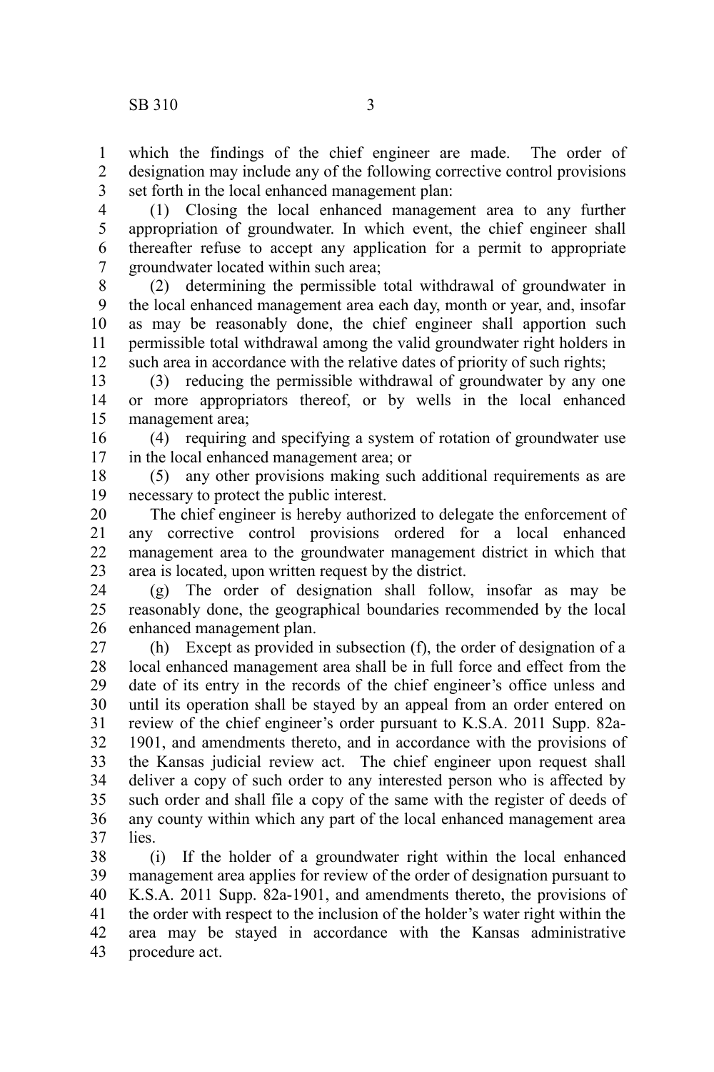which the findings of the chief engineer are made. The order of designation may include any of the following corrective control provisions set forth in the local enhanced management plan:

(1) Closing the local enhanced management area to any further appropriation of groundwater. In which event, the chief engineer shall thereafter refuse to accept any application for a permit to appropriate groundwater located within such area;

(2) determining the permissible total withdrawal of groundwater in the local enhanced management area each day, month or year, and, insofar as may be reasonably done, the chief engineer shall apportion such permissible total withdrawal among the valid groundwater right holders in such area in accordance with the relative dates of priority of such rights;

(3) reducing the permissible withdrawal of groundwater by any one or more appropriators thereof, or by wells in the local enhanced management area;

(4) requiring and specifying a system of rotation of groundwater use in the local enhanced management area; or

(5) any other provisions making such additional requirements as are necessary to protect the public interest.

The chief engineer is hereby authorized to delegate the enforcement of any corrective control provisions ordered for a local enhanced management area to the groundwater management district in which that area is located, upon written request by the district.

(g) The order of designation shall follow, insofar as may be reasonably done, the geographical boundaries recommended by the local enhanced management plan.

(h) Except as provided in subsection (f), the order of designation of a local enhanced management area shall be in full force and effect from the date of its entry in the records of the chief engineer's office unless and until its operation shall be stayed by an appeal from an order entered on review of the chief engineer's order pursuant to K.S.A. 2011 Supp. 82a-1901, and amendments thereto, and in accordance with the provisions of the Kansas judicial review act. The chief engineer upon request shall deliver a copy of such order to any interested person who is affected by such order and shall file a copy of the same with the register of deeds of any county within which any part of the local enhanced management area lies.

(i) If the holder of a groundwater right within the local enhanced management area applies for review of the order of designation pursuant to K.S.A. 2011 Supp. 82a-1901, and amendments thereto, the provisions of the order with respect to the inclusion of the holder's water right within the area may be stayed in accordance with the Kansas administrative procedure act.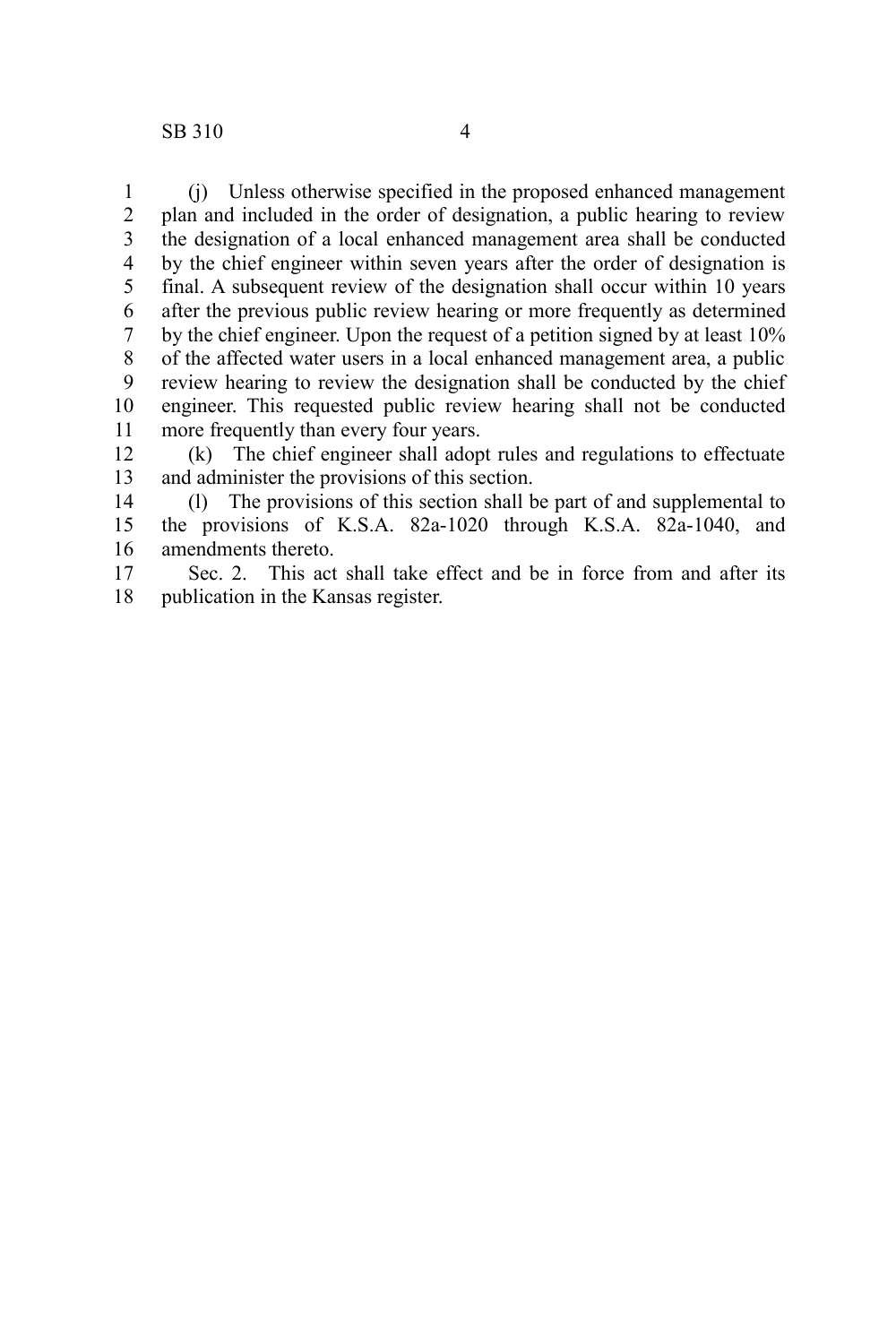(j) Unless otherwise specified in the proposed enhanced management plan and included in the order of designation, a public hearing to review the designation of a local enhanced management area shall be conducted by the chief engineer within seven years after the order of designation is final. A subsequent review of the designation shall occur within 10 years after the previous public review hearing or more frequently as determined by the chief engineer. Upon the request of a petition signed by at least 10% of the affected water users in a local enhanced management area, a public review hearing to review the designation shall be conducted by the chief engineer. This requested public review hearing shall not be conducted more frequently than every four years.

(k) The chief engineer shall adopt rules and regulations to effectuate and administer the provisions of this section.

(l) The provisions of this section shall be part of and supplemental to the provisions of K.S.A. 82a-1020 through K.S.A. 82a-1040, and amendments thereto.

Sec. 2. This act shall take effect and be in force from and after its publication in the Kansas register.